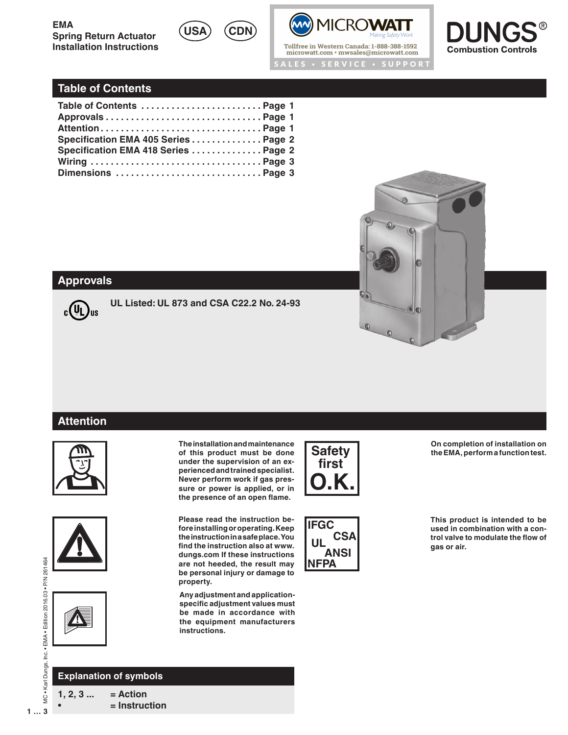**EMA**
**Spring Return Actuator**
**Installation Instructions**

USA CDN

MICROWATT — Making Safety Work
Tollfree in Western Canada: 1-888-388-1592
microwatt.com • mwsales@microwatt.com
SALES • SERVICE • SUPPORT

DUNGS® Combustion Controls

## Table of Contents

| | |
|---|---|
| Table of Contents | Page 1 |
| Approvals | Page 1 |
| Attention | Page 1 |
| Specification EMA 405 Series | Page 2 |
| Specification EMA 418 Series | Page 2 |
| Wiring | Page 3 |
| Dimensions | Page 3 |

## Approvals

c UL us

**UL Listed: UL 873 and CSA C22.2 No. 24-93**

## Attention

**The installation and maintenance of this product must be done under the supervision of an experienced and trained specialist. Never perform work if gas pressure or power is applied, or in the presence of an open flame.**

Safety first O.K.

**On completion of installation on the EMA, perform a function test.**

**Please read the instruction before installing or operating. Keep the instruction in a safe place. You find the instruction also at www.dungs.com If these instructions are not heeded, the result may be personal injury or damage to property.**

IFGC CSA UL ANSI NFPA

**This product is intended to be used in combination with a control valve to modulate the flow of gas or air.**

**Any adjustment and application-specific adjustment values must be made in accordance with the equipment manufacturers instructions.**

### Explanation of symbols

1, 2, 3 ... = Action
• = Instruction

MC • Karl Dungs, Inc. • EMA • Edition 2016.03 • P/N 261464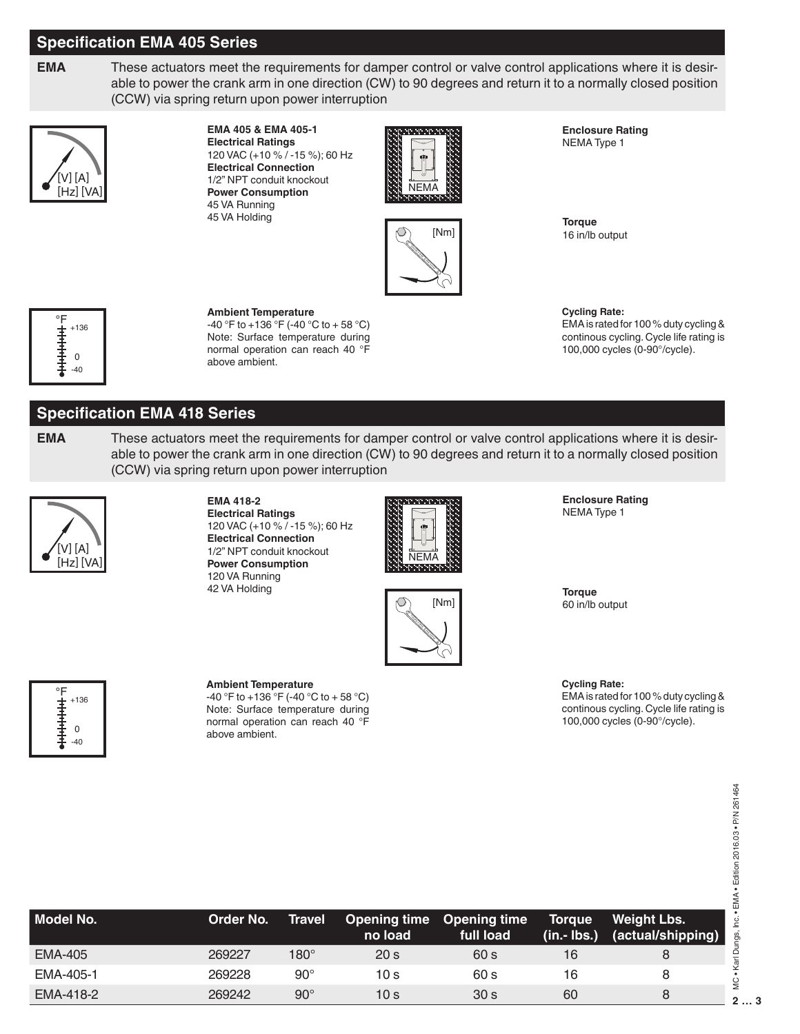## Specification EMA 405 Series

**EMA** These actuators meet the requirements for damper control or valve control applications where it is desirable to power the crank arm in one direction (CW) to 90 degrees and return it to a normally closed position (CCW) via spring return upon power interruption

**EMA 405 & EMA 405-1**
**Electrical Ratings**
120 VAC (+10 % / -15 %); 60 Hz
**Electrical Connection**
1/2" NPT conduit knockout
**Power Consumption**
45 VA Running
45 VA Holding

**Enclosure Rating**
NEMA Type 1

**Torque**
16 in/lb output

**Ambient Temperature**
-40 °F to +136 °F (-40 °C to + 58 °C)
Note: Surface temperature during normal operation can reach 40 °F above ambient.

**Cycling Rate:**
EMA is rated for 100 % duty cycling & continous cycling. Cycle life rating is 100,000 cycles (0-90°/cycle).

## Specification EMA 418 Series

**EMA** These actuators meet the requirements for damper control or valve control applications where it is desirable to power the crank arm in one direction (CW) to 90 degrees and return it to a normally closed position (CCW) via spring return upon power interruption

**EMA 418-2**
**Electrical Ratings**
120 VAC (+10 % / -15 %); 60 Hz
**Electrical Connection**
1/2" NPT conduit knockout
**Power Consumption**
120 VA Running
42 VA Holding

**Enclosure Rating**
NEMA Type 1

**Torque**
60 in/lb output

**Ambient Temperature**
-40 °F to +136 °F (-40 °C to + 58 °C)
Note: Surface temperature during normal operation can reach 40 °F above ambient.

**Cycling Rate:**
EMA is rated for 100 % duty cycling & continous cycling. Cycle life rating is 100,000 cycles (0-90°/cycle).

| Model No. | Order No. | Travel | Opening time no load | Opening time full load | Torque (in.- lbs.) | Weight Lbs. (actual/shipping) |
|---|---|---|---|---|---|---|
| EMA-405 | 269227 | 180° | 20 s | 60 s | 16 | 8 |
| EMA-405-1 | 269228 | 90° | 10 s | 60 s | 16 | 8 |
| EMA-418-2 | 269242 | 90° | 10 s | 30 s | 60 | 8 |

MC • Karl Dungs, Inc. • EMA • Edition 2016.03 • P/N 261464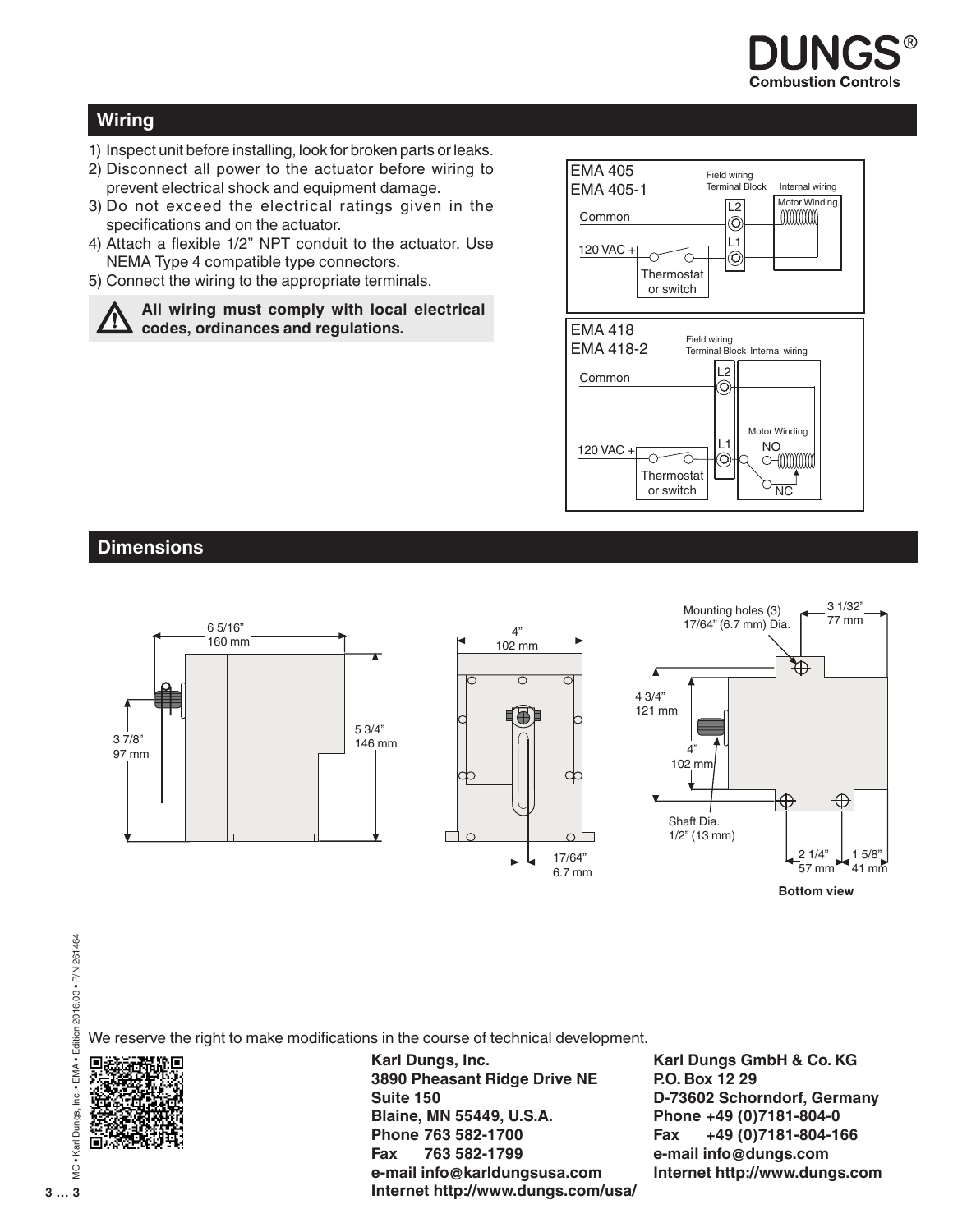## Wiring

1) Inspect unit before installing, look for broken parts or leaks.
2) Disconnect all power to the actuator before wiring to prevent electrical shock and equipment damage.
3) Do not exceed the electrical ratings given in the specifications and on the actuator.
4) Attach a flexible 1/2" NPT conduit to the actuator. Use NEMA Type 4 compatible type connectors.
5) Connect the wiring to the appropriate terminals.

**All wiring must comply with local electrical codes, ordinances and regulations.**

EMA 405
EMA 405-1
Field wiring Terminal Block
Internal wiring
Motor Winding
L2
L1
Common
120 VAC +
Thermostat or switch

EMA 418
EMA 418-2
Field wiring Terminal Block
Internal wiring
Common
L2
L1
Motor Winding
NO
NC
120 VAC +
Thermostat or switch

## Dimensions

6 5/16"
160 mm
3 7/8"
97 mm
5 3/4"
146 mm
4"
102 mm
17/64"
6.7 mm
Mounting holes (3)
17/64" (6.7 mm) Dia.
3 1/32"
77 mm
4 3/4"
121 mm
4"
102 mm
Shaft Dia.
1/2" (13 mm)
2 1/4"
57 mm
1 5/8"
41 mm
Bottom view

MC • Karl Dungs, Inc. • EMA • Edition 2016.03 • P/N 261464

We reserve the right to make modifications in the course of technical development.

**Karl Dungs, Inc.**
**3890 Pheasant Ridge Drive NE**
**Suite 150**
**Blaine, MN 55449, U.S.A.**
**Phone 763 582-1700**
**Fax 763 582-1799**
**e-mail info@karldungsusa.com**
**Internet http://www.dungs.com/usa/**

**Karl Dungs GmbH & Co. KG**
**P.O. Box 12 29**
**D-73602 Schorndorf, Germany**
**Phone +49 (0)7181-804-0**
**Fax +49 (0)7181-804-166**
**e-mail info@dungs.com**
**Internet http://www.dungs.com**